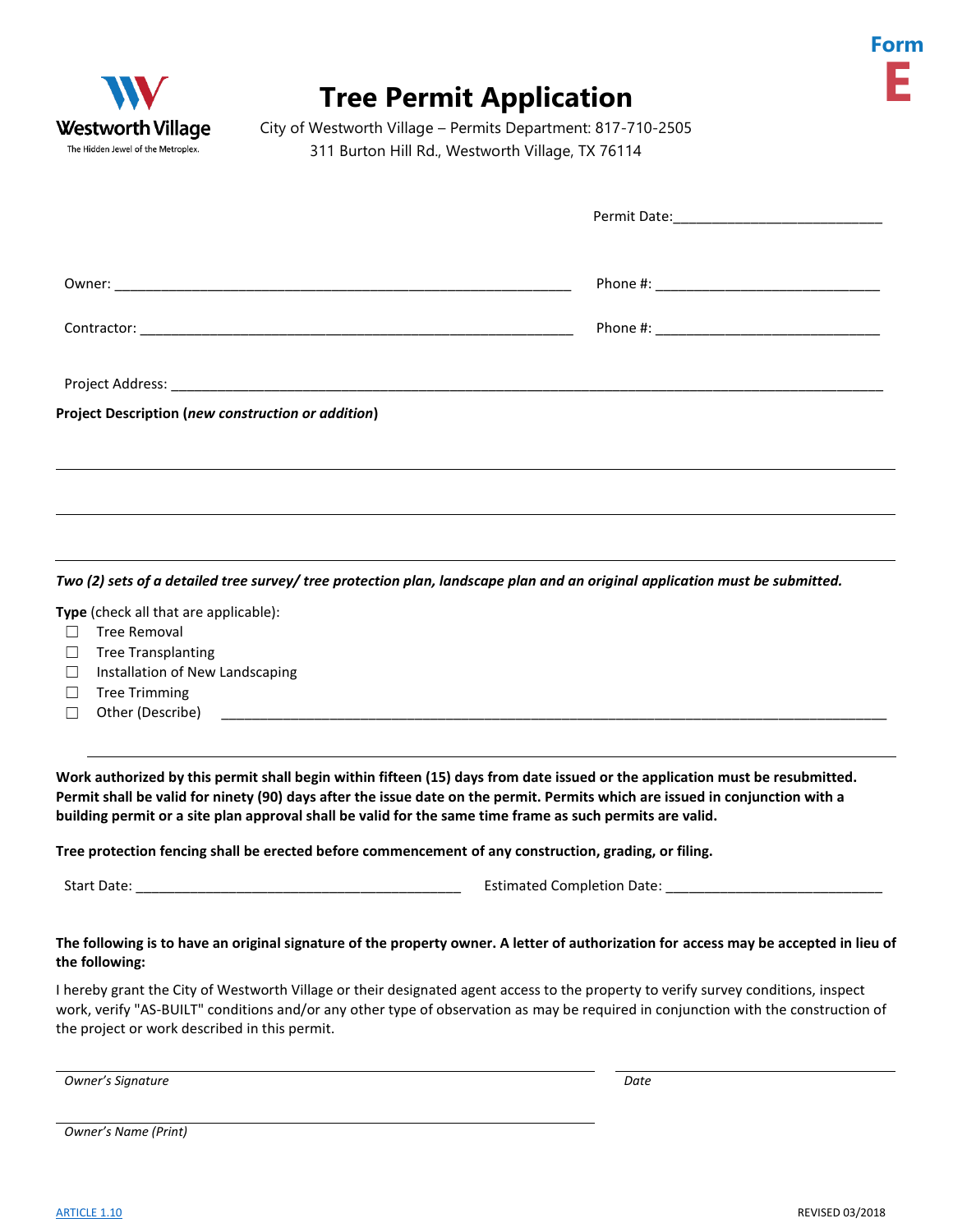Westworth Village
The Hidden Jewel of the Metroplex.

# Tree Permit Application

**Form E**

City of Westworth Village – Permits Department: 817-710-2505
311 Burton Hill Rd., Westworth Village, TX 76114

Permit Date:___________________________

Owner: ____________________________________________________________ Phone #: _____________________________

Contractor: _________________________________________________________ Phone #: _____________________________

Project Address: ______________________________________________________________________________________________

**Project Description (*new construction or addition*)**

_____________________________________________________________________________________________

_____________________________________________________________________________________________

_____________________________________________________________________________________________

***Two (2) sets of a detailed tree survey/ tree protection plan, landscape plan and an original application must be submitted.***

**Type** (check all that are applicable):

- ☐ Tree Removal
- ☐ Tree Transplanting
- ☐ Installation of New Landscaping
- ☐ Tree Trimming
- ☐ Other (Describe) ______________________________________________________________________________________

_____________________________________________________________________________________________

**Work authorized by this permit shall begin within fifteen (15) days from date issued or the application must be resubmitted. Permit shall be valid for ninety (90) days after the issue date on the permit. Permits which are issued in conjunction with a building permit or a site plan approval shall be valid for the same time frame as such permits are valid.**

**Tree protection fencing shall be erected before commencement of any construction, grading, or filing.**

Start Date: ____________________________________________ Estimated Completion Date: ____________________________

**The following is to have an original signature of the property owner. A letter of authorization for access may be accepted in lieu of the following:**

I hereby grant the City of Westworth Village or their designated agent access to the property to verify survey conditions, inspect work, verify "AS-BUILT" conditions and/or any other type of observation as may be required in conjunction with the construction of the project or work described in this permit.

_____________________________________________________________ ________________________________

*Owner's Signature* *Date*

_____________________________________________________________

*Owner's Name (Print)*

ARTICLE 1.10

REVISED 03/2018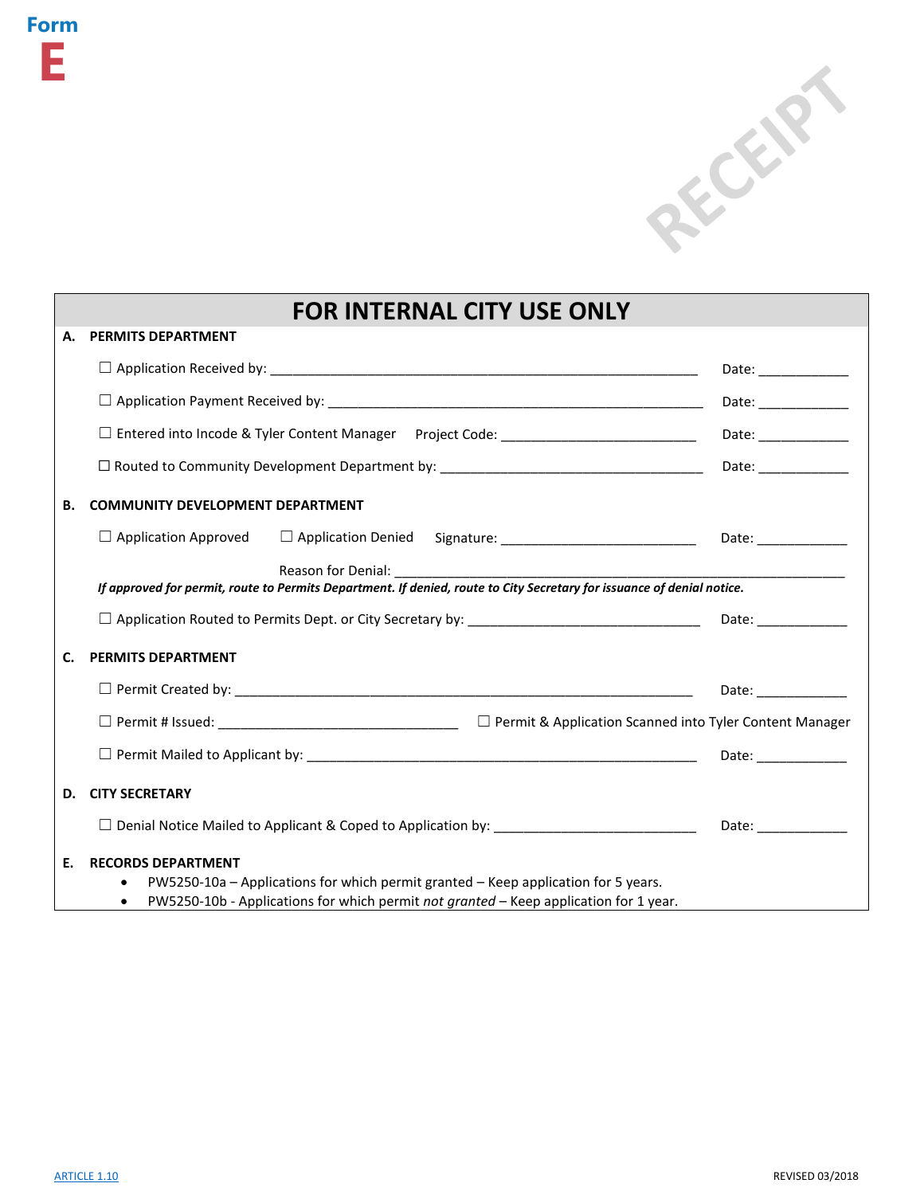Form

E

RECEIPT

## FOR INTERNAL CITY USE ONLY

**A. PERMITS DEPARTMENT**

☐ Application Received by: ______________________________ Date: ____________

☐ Application Payment Received by: ______________________________ Date: ____________

☐ Entered into Incode & Tyler Content Manager Project Code: ____________________ Date: ____________

☐ Routed to Community Development Department by: ______________________________ Date: ____________

**B. COMMUNITY DEVELOPMENT DEPARTMENT**

☐ Application Approved ☐ Application Denied Signature: ____________________ Date: ____________

Reason for Denial: ______________________________

***If approved for permit, route to Permits Department. If denied, route to City Secretary for issuance of denial notice.***

☐ Application Routed to Permits Dept. or City Secretary by: ______________________________ Date: ____________

**C. PERMITS DEPARTMENT**

☐ Permit Created by: ______________________________ Date: ____________

☐ Permit # Issued: ____________________ ☐ Permit & Application Scanned into Tyler Content Manager

☐ Permit Mailed to Applicant by: ______________________________ Date: ____________

**D. CITY SECRETARY**

☐ Denial Notice Mailed to Applicant & Coped to Application by: ____________________ Date: ____________

**E. RECORDS DEPARTMENT**

- PW5250-10a – Applications for which permit granted – Keep application for 5 years.
- PW5250-10b - Applications for which permit *not granted* – Keep application for 1 year.

ARTICLE 1.10

REVISED 03/2018